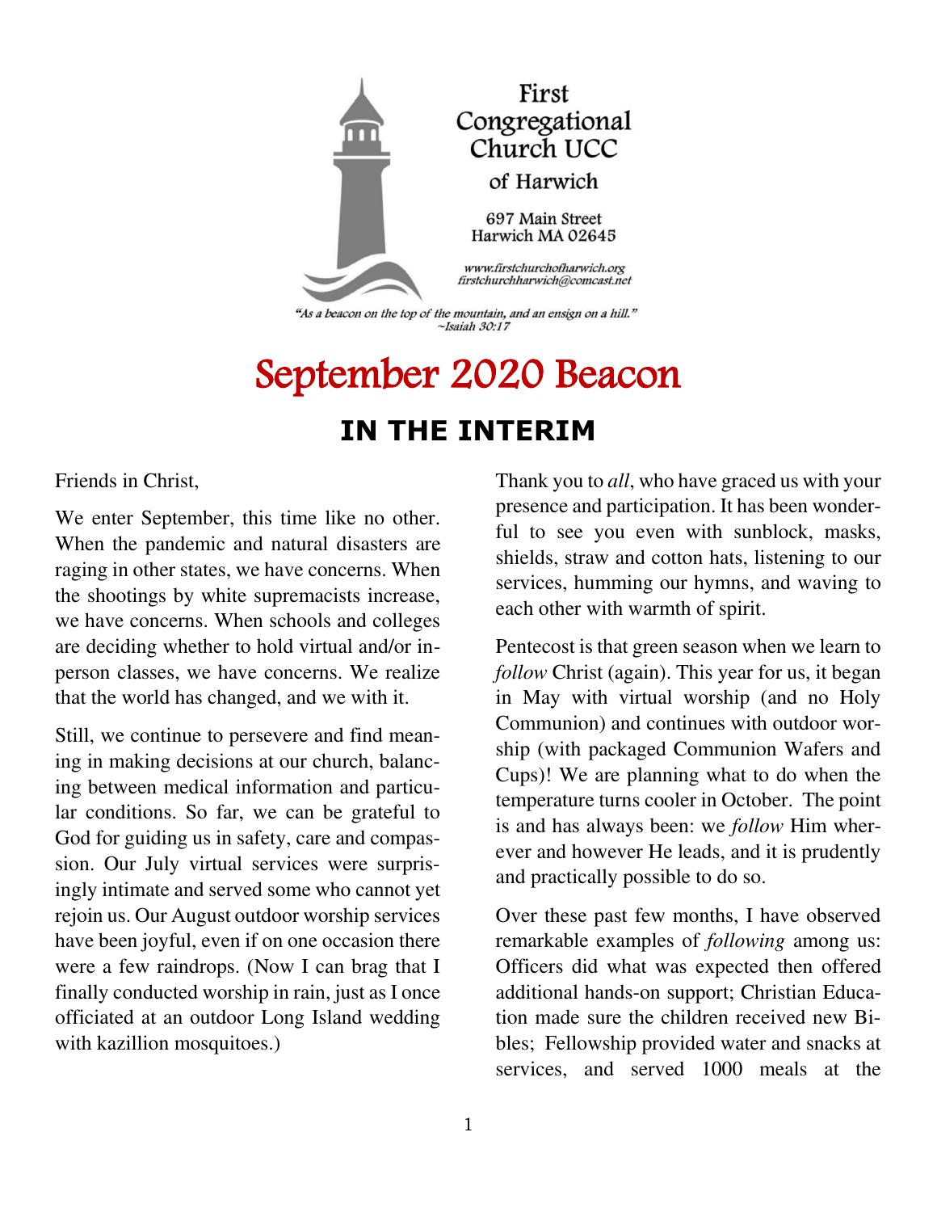First Congregational Church UCC of Harwich

697 Main Street
Harwich MA 02645

www.firstchurchofharwich.org
firstchurchharwich@comcast.net

*"As a beacon on the top of the mountain, and an ensign on a hill."*
*~Isaiah 30:17*

# September 2020 Beacon

## IN THE INTERIM

Friends in Christ,

We enter September, this time like no other. When the pandemic and natural disasters are raging in other states, we have concerns. When the shootings by white supremacists increase, we have concerns. When schools and colleges are deciding whether to hold virtual and/or in-person classes, we have concerns. We realize that the world has changed, and we with it.

Still, we continue to persevere and find meaning in making decisions at our church, balancing between medical information and particular conditions. So far, we can be grateful to God for guiding us in safety, care and compassion. Our July virtual services were surprisingly intimate and served some who cannot yet rejoin us. Our August outdoor worship services have been joyful, even if on one occasion there were a few raindrops. (Now I can brag that I finally conducted worship in rain, just as I once officiated at an outdoor Long Island wedding with kazillion mosquitoes.)

Thank you to *all*, who have graced us with your presence and participation. It has been wonderful to see you even with sunblock, masks, shields, straw and cotton hats, listening to our services, humming our hymns, and waving to each other with warmth of spirit.

Pentecost is that green season when we learn to *follow* Christ (again). This year for us, it began in May with virtual worship (and no Holy Communion) and continues with outdoor worship (with packaged Communion Wafers and Cups)! We are planning what to do when the temperature turns cooler in October. The point is and has always been: we *follow* Him wherever and however He leads, and it is prudently and practically possible to do so.

Over these past few months, I have observed remarkable examples of *following* among us: Officers did what was expected then offered additional hands-on support; Christian Education made sure the children received new Bibles; Fellowship provided water and snacks at services, and served 1000 meals at the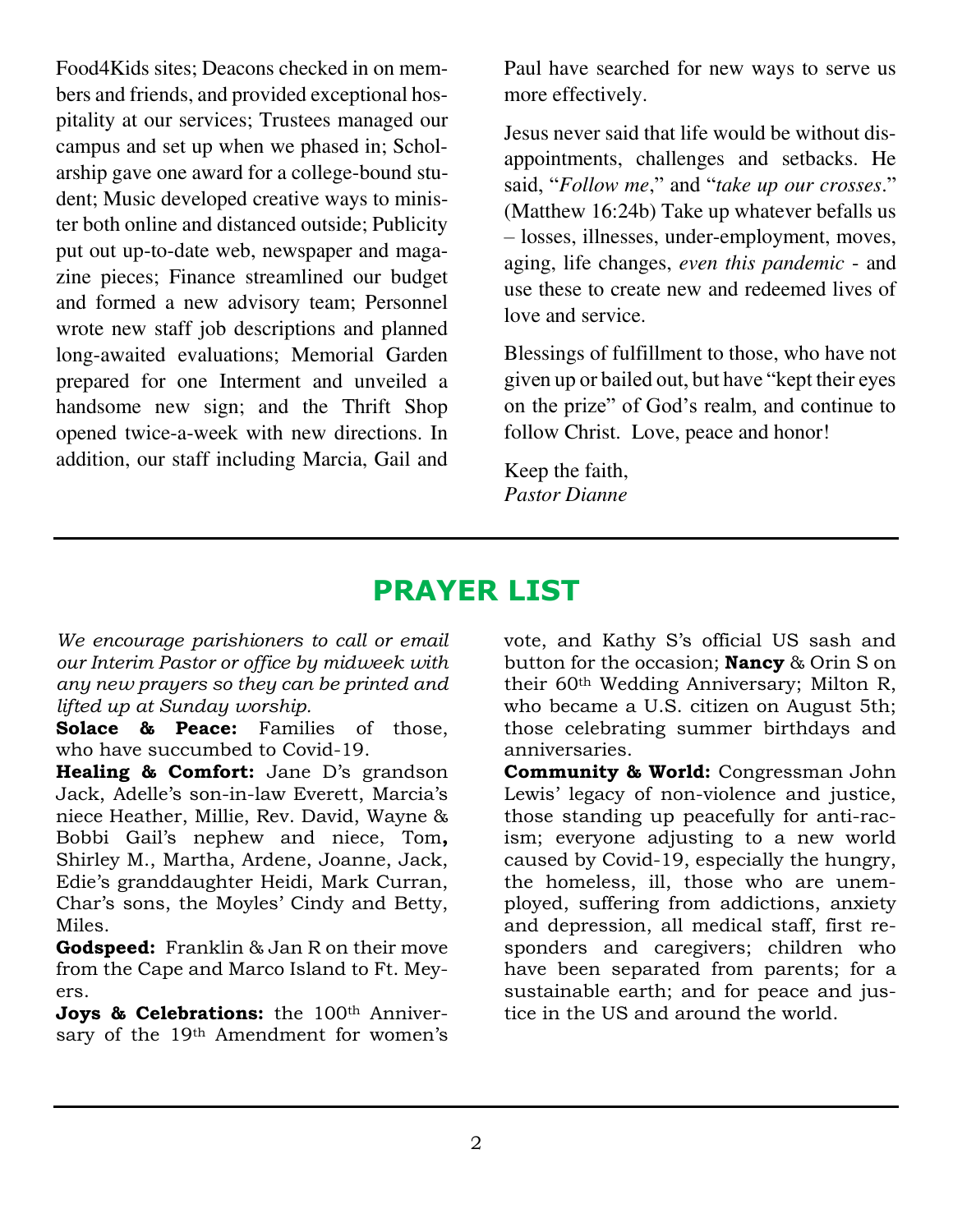Food4Kids sites; Deacons checked in on members and friends, and provided exceptional hospitality at our services; Trustees managed our campus and set up when we phased in; Scholarship gave one award for a college-bound student; Music developed creative ways to minister both online and distanced outside; Publicity put out up-to-date web, newspaper and magazine pieces; Finance streamlined our budget and formed a new advisory team; Personnel wrote new staff job descriptions and planned long-awaited evaluations; Memorial Garden prepared for one Interment and unveiled a handsome new sign; and the Thrift Shop opened twice-a-week with new directions. In addition, our staff including Marcia, Gail and Paul have searched for new ways to serve us more effectively.

Jesus never said that life would be without disappointments, challenges and setbacks. He said, "*Follow me*," and "*take up our crosses*." (Matthew 16:24b) Take up whatever befalls us – losses, illnesses, under-employment, moves, aging, life changes, *even this pandemic* - and use these to create new and redeemed lives of love and service.

Blessings of fulfillment to those, who have not given up or bailed out, but have "kept their eyes on the prize" of God's realm, and continue to follow Christ. Love, peace and honor!

Keep the faith,
*Pastor Dianne*

## PRAYER LIST

*We encourage parishioners to call or email our Interim Pastor or office by midweek with any new prayers so they can be printed and lifted up at Sunday worship.*

**Solace & Peace:** Families of those, who have succumbed to Covid-19.

**Healing & Comfort:** Jane D's grandson Jack, Adelle's son-in-law Everett, Marcia's niece Heather, Millie, Rev. David, Wayne & Bobbi Gail's nephew and niece, Tom**,** Shirley M., Martha, Ardene, Joanne, Jack, Edie's granddaughter Heidi, Mark Curran, Char's sons, the Moyles' Cindy and Betty, Miles.

**Godspeed:** Franklin & Jan R on their move from the Cape and Marco Island to Ft. Meyers.

**Joys & Celebrations:** the 100th Anniversary of the 19th Amendment for women's vote, and Kathy S's official US sash and button for the occasion; **Nancy** & Orin S on their 60th Wedding Anniversary; Milton R, who became a U.S. citizen on August 5th; those celebrating summer birthdays and anniversaries.

**Community & World:** Congressman John Lewis' legacy of non-violence and justice, those standing up peacefully for anti-racism; everyone adjusting to a new world caused by Covid-19, especially the hungry, the homeless, ill, those who are unemployed, suffering from addictions, anxiety and depression, all medical staff, first responders and caregivers; children who have been separated from parents; for a sustainable earth; and for peace and justice in the US and around the world.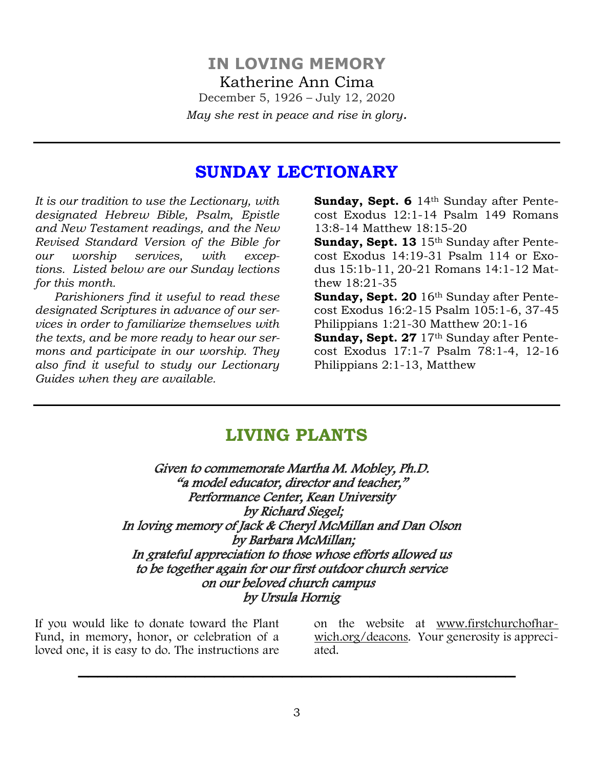## IN LOVING MEMORY

Katherine Ann Cima

December 5, 1926 – July 12, 2020

*May she rest in peace and rise in glory.*

---

## SUNDAY LECTIONARY

*It is our tradition to use the Lectionary, with designated Hebrew Bible, Psalm, Epistle and New Testament readings, and the New Revised Standard Version of the Bible for our worship services, with exceptions. Listed below are our Sunday lections for this month.*

*Parishioners find it useful to read these designated Scriptures in advance of our services in order to familiarize themselves with the texts, and be more ready to hear our sermons and participate in our worship. They also find it useful to study our Lectionary Guides when they are available.*

**Sunday, Sept. 6** 14th Sunday after Pentecost Exodus 12:1-14 Psalm 149 Romans 13:8-14 Matthew 18:15-20

**Sunday, Sept. 13** 15th Sunday after Pentecost Exodus 14:19-31 Psalm 114 or Exodus 15:1b-11, 20-21 Romans 14:1-12 Matthew 18:21-35

**Sunday, Sept. 20** 16th Sunday after Pentecost Exodus 16:2-15 Psalm 105:1-6, 37-45 Philippians 1:21-30 Matthew 20:1-16

**Sunday, Sept. 27** 17th Sunday after Pentecost Exodus 17:1-7 Psalm 78:1-4, 12-16 Philippians 2:1-13, Matthew

---

## LIVING PLANTS

*Given to commemorate Martha M. Mobley, Ph.D.*
*"a model educator, director and teacher,"*
*Performance Center, Kean University*
*by Richard Siegel;*
*In loving memory of Jack & Cheryl McMillan and Dan Olson*
*by Barbara McMillan;*
*In grateful appreciation to those whose efforts allowed us*
*to be together again for our first outdoor church service*
*on our beloved church campus*
*by Ursula Hornig*

If you would like to donate toward the Plant Fund, in memory, honor, or celebration of a loved one, it is easy to do. The instructions are on the website at www.firstchurchofharwich.org/deacons. Your generosity is appreciated.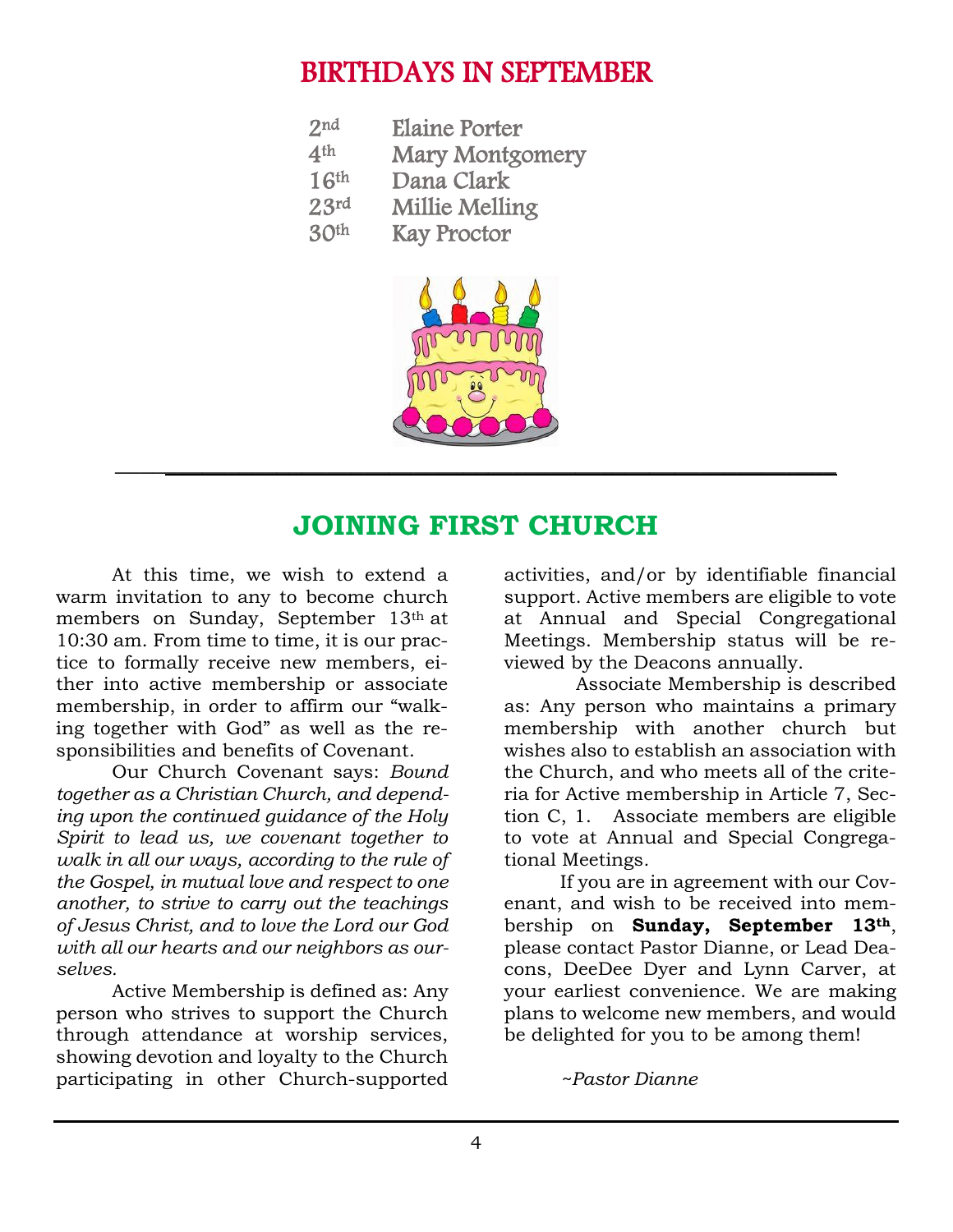## BIRTHDAYS IN SEPTEMBER

| | |
|---|---|
| 2nd | Elaine Porter |
| 4th | Mary Montgomery |
| 16th | Dana Clark |
| 23rd | Millie Melling |
| 30th | Kay Proctor |

## JOINING FIRST CHURCH

At this time, we wish to extend a warm invitation to any to become church members on Sunday, September 13th at 10:30 am. From time to time, it is our practice to formally receive new members, either into active membership or associate membership, in order to affirm our "walking together with God" as well as the responsibilities and benefits of Covenant.

Our Church Covenant says: *Bound together as a Christian Church, and depending upon the continued guidance of the Holy Spirit to lead us, we covenant together to walk in all our ways, according to the rule of the Gospel, in mutual love and respect to one another, to strive to carry out the teachings of Jesus Christ, and to love the Lord our God with all our hearts and our neighbors as ourselves.*

Active Membership is defined as: Any person who strives to support the Church through attendance at worship services, showing devotion and loyalty to the Church participating in other Church-supported activities, and/or by identifiable financial support. Active members are eligible to vote at Annual and Special Congregational Meetings. Membership status will be reviewed by the Deacons annually.

Associate Membership is described as: Any person who maintains a primary membership with another church but wishes also to establish an association with the Church, and who meets all of the criteria for Active membership in Article 7, Section C, 1. Associate members are eligible to vote at Annual and Special Congregational Meetings.

If you are in agreement with our Covenant, and wish to be received into membership on **Sunday, September 13th**, please contact Pastor Dianne, or Lead Deacons, DeeDee Dyer and Lynn Carver, at your earliest convenience. We are making plans to welcome new members, and would be delighted for you to be among them!

*~Pastor Dianne*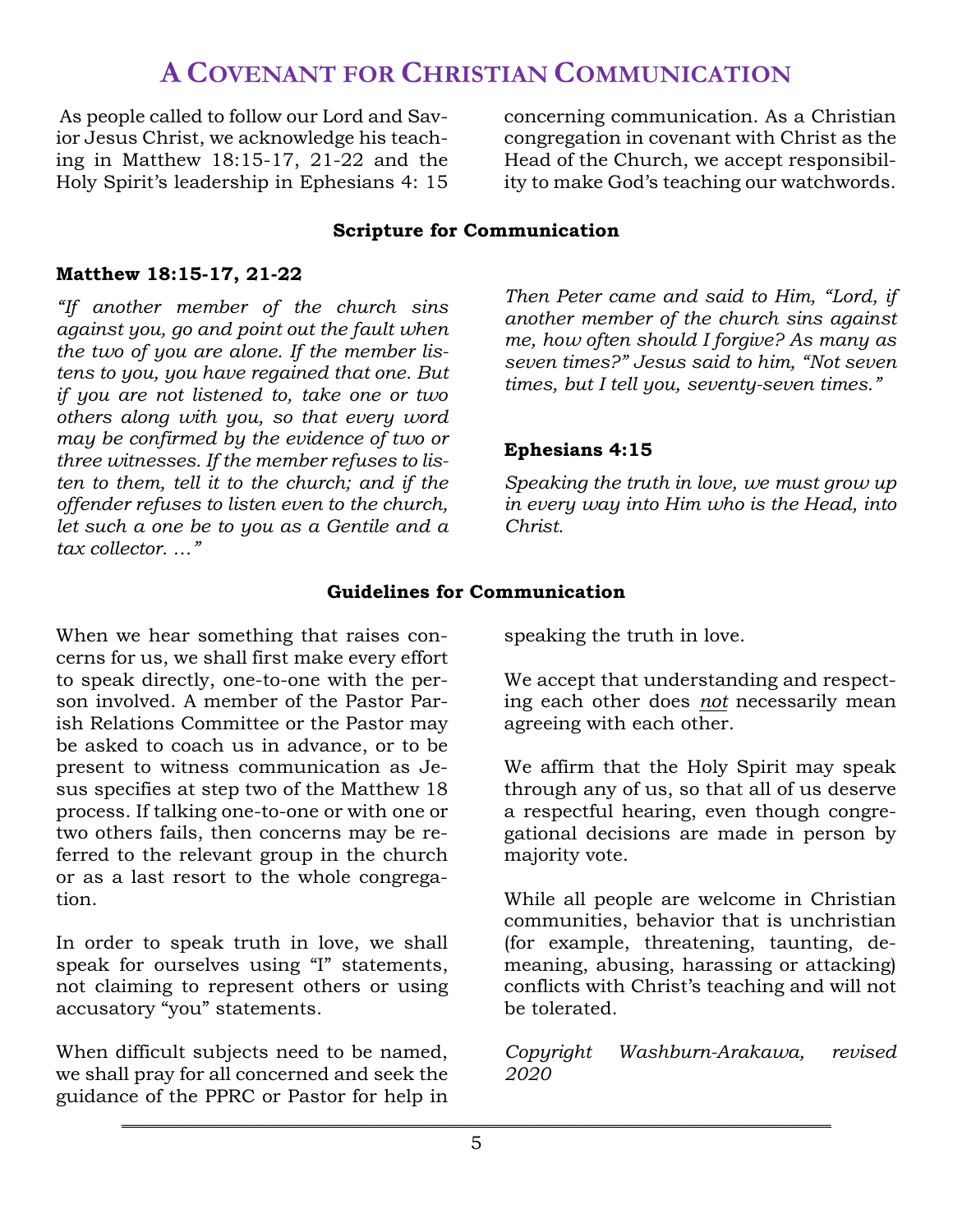# A Covenant for Christian Communication

As people called to follow our Lord and Savior Jesus Christ, we acknowledge his teaching in Matthew 18:15-17, 21-22 and the Holy Spirit's leadership in Ephesians 4: 15 concerning communication. As a Christian congregation in covenant with Christ as the Head of the Church, we accept responsibility to make God's teaching our watchwords.

## Scripture for Communication

### Matthew 18:15-17, 21-22

*"If another member of the church sins against you, go and point out the fault when the two of you are alone. If the member listens to you, you have regained that one. But if you are not listened to, take one or two others along with you, so that every word may be confirmed by the evidence of two or three witnesses. If the member refuses to listen to them, tell it to the church; and if the offender refuses to listen even to the church, let such a one be to you as a Gentile and a tax collector. …"*

*Then Peter came and said to Him, "Lord, if another member of the church sins against me, how often should I forgive? As many as seven times?" Jesus said to him, "Not seven times, but I tell you, seventy-seven times."*

### Ephesians 4:15

*Speaking the truth in love, we must grow up in every way into Him who is the Head, into Christ.*

## Guidelines for Communication

When we hear something that raises concerns for us, we shall first make every effort to speak directly, one-to-one with the person involved. A member of the Pastor Parish Relations Committee or the Pastor may be asked to coach us in advance, or to be present to witness communication as Jesus specifies at step two of the Matthew 18 process. If talking one-to-one or with one or two others fails, then concerns may be referred to the relevant group in the church or as a last resort to the whole congregation.

In order to speak truth in love, we shall speak for ourselves using "I" statements, not claiming to represent others or using accusatory "you" statements.

When difficult subjects need to be named, we shall pray for all concerned and seek the guidance of the PPRC or Pastor for help in speaking the truth in love.

We accept that understanding and respecting each other does <u>*not*</u> necessarily mean agreeing with each other.

We affirm that the Holy Spirit may speak through any of us, so that all of us deserve a respectful hearing, even though congregational decisions are made in person by majority vote.

While all people are welcome in Christian communities, behavior that is unchristian (for example, threatening, taunting, demeaning, abusing, harassing or attacking) conflicts with Christ's teaching and will not be tolerated.

*Copyright Washburn-Arakawa, revised 2020*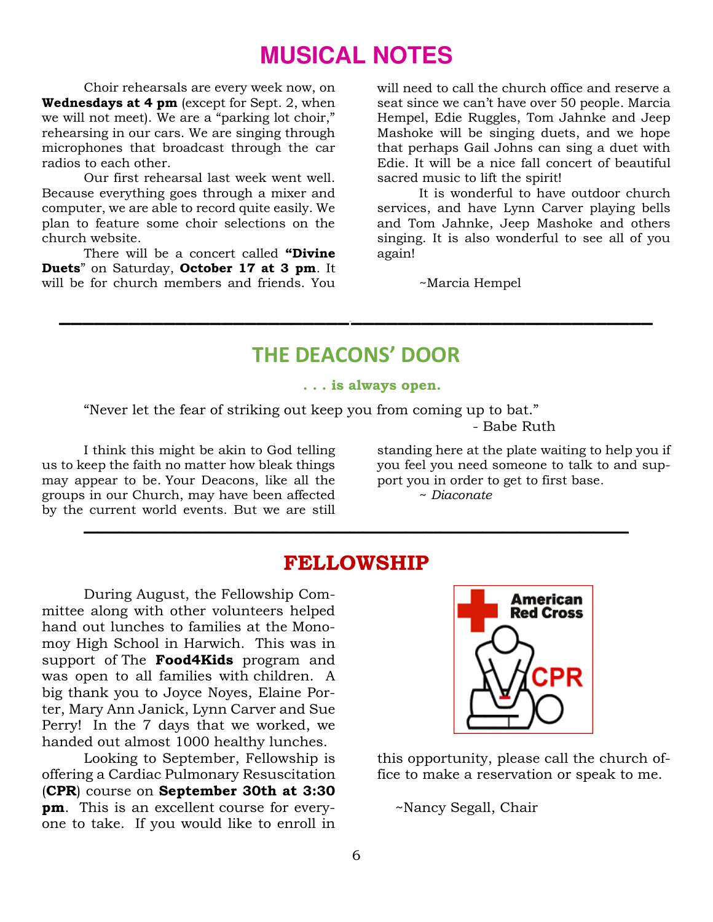# MUSICAL NOTES

Choir rehearsals are every week now, on **Wednesdays at 4 pm** (except for Sept. 2, when we will not meet). We are a "parking lot choir," rehearsing in our cars. We are singing through microphones that broadcast through the car radios to each other.

Our first rehearsal last week went well. Because everything goes through a mixer and computer, we are able to record quite easily. We plan to feature some choir selections on the church website.

There will be a concert called **"Divine Duets"** on Saturday, **October 17 at 3 pm**. It will be for church members and friends. You will need to call the church office and reserve a seat since we can't have over 50 people. Marcia Hempel, Edie Ruggles, Tom Jahnke and Jeep Mashoke will be singing duets, and we hope that perhaps Gail Johns can sing a duet with Edie. It will be a nice fall concert of beautiful sacred music to lift the spirit!

It is wonderful to have outdoor church services, and have Lynn Carver playing bells and Tom Jahnke, Jeep Mashoke and others singing. It is also wonderful to see all of you again!

~Marcia Hempel

---

# THE DEACONS' DOOR

**. . . is always open.**

"Never let the fear of striking out keep you from coming up to bat."

- Babe Ruth

I think this might be akin to God telling us to keep the faith no matter how bleak things may appear to be. Your Deacons, like all the groups in our Church, may have been affected by the current world events. But we are still standing here at the plate waiting to help you if you feel you need someone to talk to and support you in order to get to first base.

*~ Diaconate*

---

# FELLOWSHIP

During August, the Fellowship Committee along with other volunteers helped hand out lunches to families at the Monomoy High School in Harwich. This was in support of The **Food4Kids** program and was open to all families with children. A big thank you to Joyce Noyes, Elaine Porter, Mary Ann Janick, Lynn Carver and Sue Perry! In the 7 days that we worked, we handed out almost 1000 healthy lunches.

Looking to September, Fellowship is offering a Cardiac Pulmonary Resuscitation (**CPR**) course on **September 30th at 3:30 pm**. This is an excellent course for everyone to take. If you would like to enroll in this opportunity, please call the church office to make a reservation or speak to me.

~Nancy Segall, Chair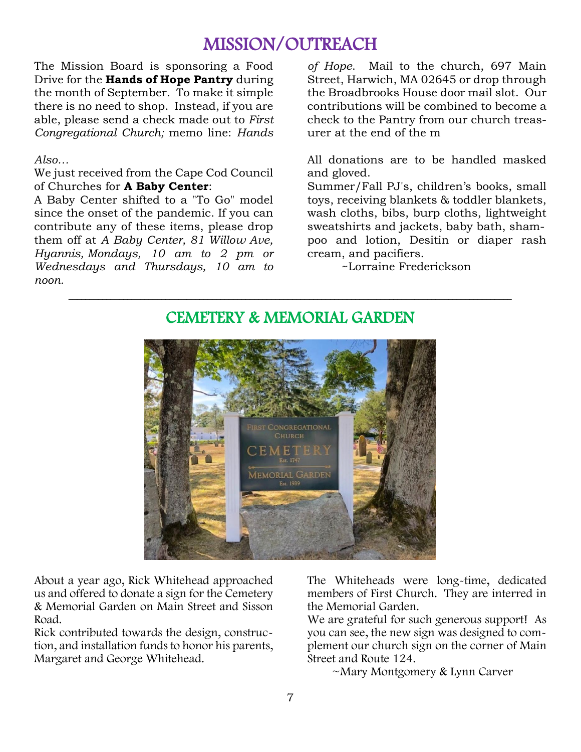## MISSION/OUTREACH

The Mission Board is sponsoring a Food Drive for the **Hands of Hope Pantry** during the month of September. To make it simple there is no need to shop. Instead, if you are able, please send a check made out to *First Congregational Church;* memo line: *Hands of Hope*. Mail to the church, 697 Main Street, Harwich, MA 02645 or drop through the Broadbrooks House door mail slot. Our contributions will be combined to become a check to the Pantry from our church treasurer at the end of the m

*Also…*

We just received from the Cape Cod Council of Churches for **A Baby Center**:

A Baby Center shifted to a "To Go" model since the onset of the pandemic. If you can contribute any of these items, please drop them off at *A Baby Center, 81 Willow Ave, Hyannis, Mondays, 10 am to 2 pm or Wednesdays and Thursdays, 10 am to noon.*

All donations are to be handled masked and gloved.

Summer/Fall PJ's, children's books, small toys, receiving blankets & toddler blankets, wash cloths, bibs, burp cloths, lightweight sweatshirts and jackets, baby bath, shampoo and lotion, Desitin or diaper rash cream, and pacifiers.

~Lorraine Frederickson

---

## CEMETERY & MEMORIAL GARDEN

About a year ago, Rick Whitehead approached us and offered to donate a sign for the Cemetery & Memorial Garden on Main Street and Sisson Road.

Rick contributed towards the design, construction, and installation funds to honor his parents, Margaret and George Whitehead.

The Whiteheads were long-time, dedicated members of First Church. They are interred in the Memorial Garden.

We are grateful for such generous support! As you can see, the new sign was designed to complement our church sign on the corner of Main Street and Route 124.

~Mary Montgomery & Lynn Carver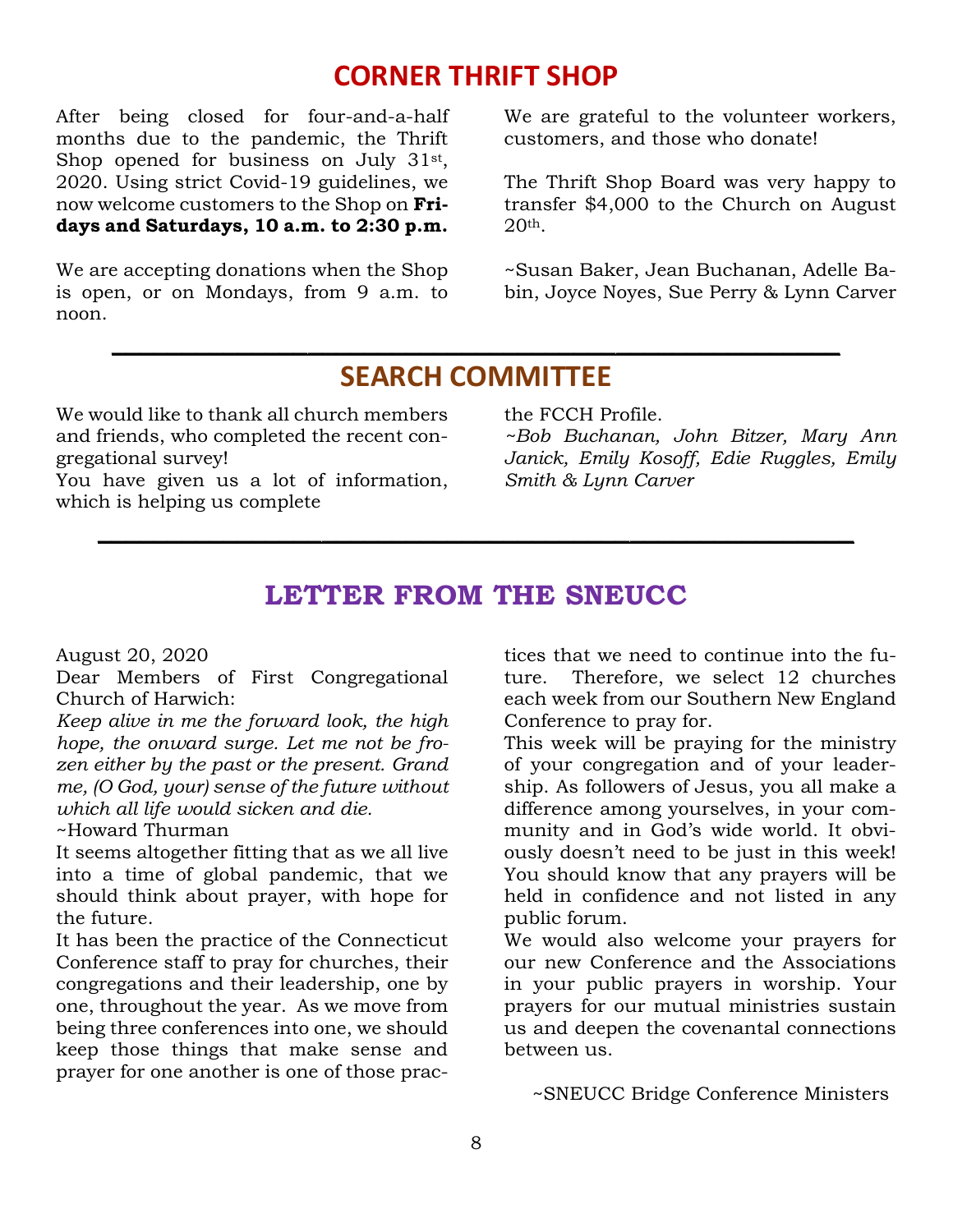## CORNER THRIFT SHOP

After being closed for four-and-a-half months due to the pandemic, the Thrift Shop opened for business on July 31st, 2020. Using strict Covid-19 guidelines, we now welcome customers to the Shop on **Fridays and Saturdays, 10 a.m. to 2:30 p.m.**

We are accepting donations when the Shop is open, or on Mondays, from 9 a.m. to noon.

We are grateful to the volunteer workers, customers, and those who donate!

The Thrift Shop Board was very happy to transfer $4,000 to the Church on August 20th.

~Susan Baker, Jean Buchanan, Adelle Babin, Joyce Noyes, Sue Perry & Lynn Carver

## SEARCH COMMITTEE

We would like to thank all church members and friends, who completed the recent congregational survey!
You have given us a lot of information, which is helping us complete the FCCH Profile.

*~Bob Buchanan, John Bitzer, Mary Ann Janick, Emily Kosoff, Edie Ruggles, Emily Smith & Lynn Carver*

## LETTER FROM THE SNEUCC

August 20, 2020

Dear Members of First Congregational Church of Harwich:

*Keep alive in me the forward look, the high hope, the onward surge. Let me not be frozen either by the past or the present. Grand me, (O God, your) sense of the future without which all life would sicken and die.*

~Howard Thurman

It seems altogether fitting that as we all live into a time of global pandemic, that we should think about prayer, with hope for the future.

It has been the practice of the Connecticut Conference staff to pray for churches, their congregations and their leadership, one by one, throughout the year. As we move from being three conferences into one, we should keep those things that make sense and prayer for one another is one of those practices that we need to continue into the future. Therefore, we select 12 churches each week from our Southern New England Conference to pray for.

This week will be praying for the ministry of your congregation and of your leadership. As followers of Jesus, you all make a difference among yourselves, in your community and in God's wide world. It obviously doesn't need to be just in this week! You should know that any prayers will be held in confidence and not listed in any public forum.

We would also welcome your prayers for our new Conference and the Associations in your public prayers in worship. Your prayers for our mutual ministries sustain us and deepen the covenantal connections between us.

~SNEUCC Bridge Conference Ministers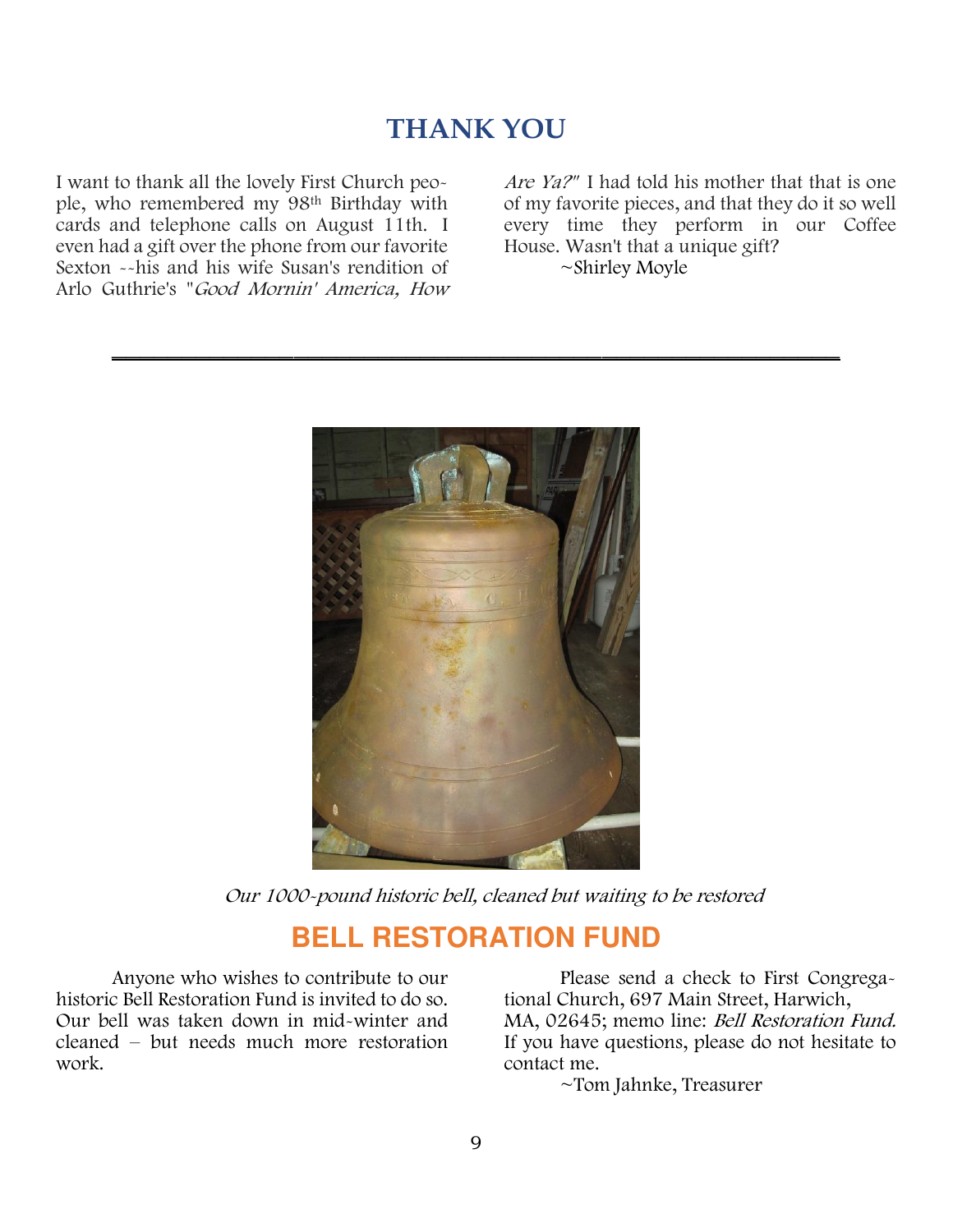## THANK YOU

I want to thank all the lovely First Church people, who remembered my 98th Birthday with cards and telephone calls on August 11th. I even had a gift over the phone from our favorite Sexton --his and his wife Susan's rendition of Arlo Guthrie's "*Good Mornin' America, How Are Ya?*" I had told his mother that that is one of my favorite pieces, and that they do it so well every time they perform in our Coffee House. Wasn't that a unique gift?

~Shirley Moyle

---

*Our 1000-pound historic bell, cleaned but waiting to be restored*

## BELL RESTORATION FUND

Anyone who wishes to contribute to our historic Bell Restoration Fund is invited to do so. Our bell was taken down in mid-winter and cleaned – but needs much more restoration work.

Please send a check to First Congregational Church, 697 Main Street, Harwich, MA, 02645; memo line: *Bell Restoration Fund.* If you have questions, please do not hesitate to contact me.

~Tom Jahnke, Treasurer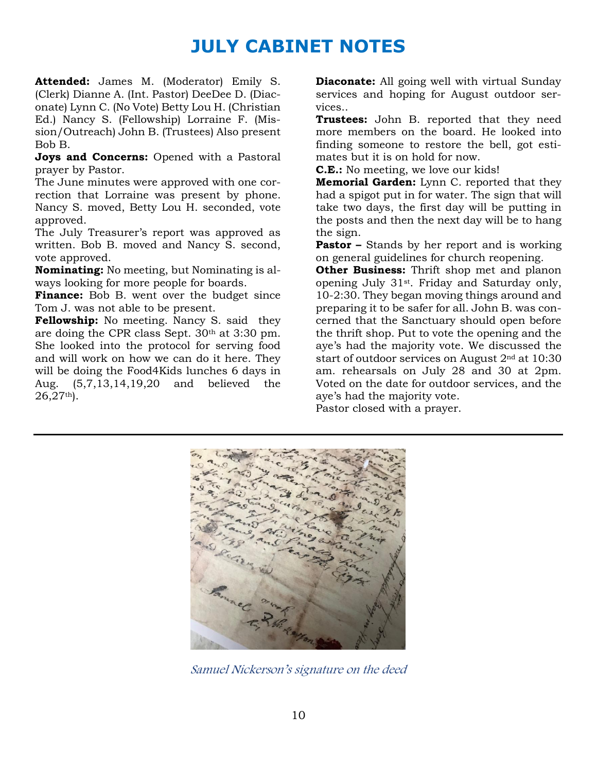# JULY CABINET NOTES

**Attended:** James M. (Moderator) Emily S. (Clerk) Dianne A. (Int. Pastor) DeeDee D. (Diaconate) Lynn C. (No Vote) Betty Lou H. (Christian Ed.) Nancy S. (Fellowship) Lorraine F. (Mission/Outreach) John B. (Trustees) Also present Bob B.

**Joys and Concerns:** Opened with a Pastoral prayer by Pastor.

The June minutes were approved with one correction that Lorraine was present by phone. Nancy S. moved, Betty Lou H. seconded, vote approved.

The July Treasurer's report was approved as written. Bob B. moved and Nancy S. second, vote approved.

**Nominating:** No meeting, but Nominating is always looking for more people for boards.

**Finance:** Bob B. went over the budget since Tom J. was not able to be present.

**Fellowship:** No meeting. Nancy S. said they are doing the CPR class Sept. 30th at 3:30 pm. She looked into the protocol for serving food and will work on how we can do it here. They will be doing the Food4Kids lunches 6 days in Aug. (5,7,13,14,19,20 and believed the 26,27th).

**Diaconate:** All going well with virtual Sunday services and hoping for August outdoor services..

**Trustees:** John B. reported that they need more members on the board. He looked into finding someone to restore the bell, got estimates but it is on hold for now.

**C.E.:** No meeting, we love our kids!

**Memorial Garden:** Lynn C. reported that they had a spigot put in for water. The sign that will take two days, the first day will be putting in the posts and then the next day will be to hang the sign.

**Pastor –** Stands by her report and is working on general guidelines for church reopening.

**Other Business:** Thrift shop met and planon opening July 31st. Friday and Saturday only, 10-2:30. They began moving things around and preparing it to be safer for all. John B. was concerned that the Sanctuary should open before the thrift shop. Put to vote the opening and the aye's had the majority vote. We discussed the start of outdoor services on August 2nd at 10:30 am. rehearsals on July 28 and 30 at 2pm. Voted on the date for outdoor services, and the aye's had the majority vote.

Pastor closed with a prayer.

---

*Samuel Nickerson's signature on the deed*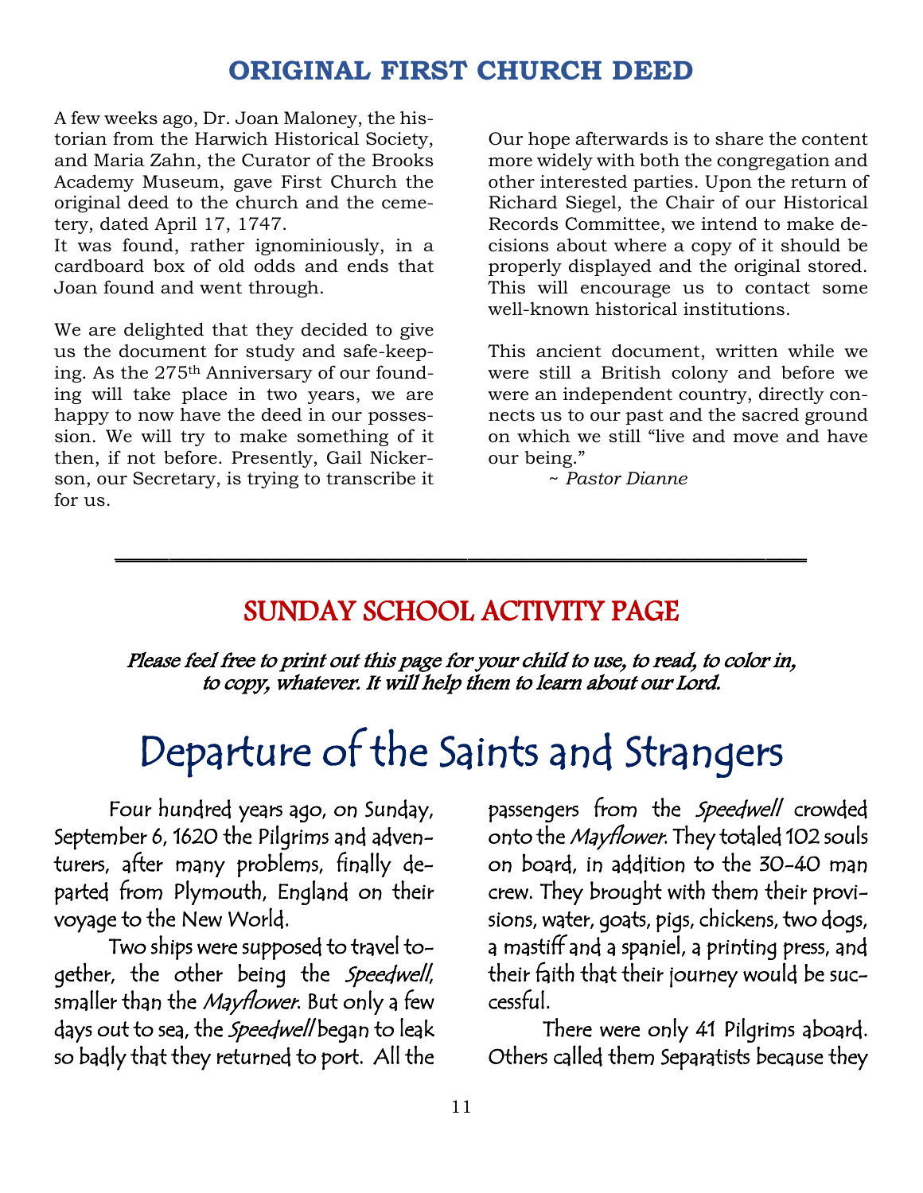## ORIGINAL FIRST CHURCH DEED

A few weeks ago, Dr. Joan Maloney, the historian from the Harwich Historical Society, and Maria Zahn, the Curator of the Brooks Academy Museum, gave First Church the original deed to the church and the cemetery, dated April 17, 1747.

It was found, rather ignominiously, in a cardboard box of old odds and ends that Joan found and went through.

We are delighted that they decided to give us the document for study and safe-keeping. As the 275th Anniversary of our founding will take place in two years, we are happy to now have the deed in our possession. We will try to make something of it then, if not before. Presently, Gail Nickerson, our Secretary, is trying to transcribe it for us.

Our hope afterwards is to share the content more widely with both the congregation and other interested parties. Upon the return of Richard Siegel, the Chair of our Historical Records Committee, we intend to make decisions about where a copy of it should be properly displayed and the original stored. This will encourage us to contact some well-known historical institutions.

This ancient document, written while we were still a British colony and before we were an independent country, directly connects us to our past and the sacred ground on which we still "live and move and have our being."

~ *Pastor Dianne*

---

## SUNDAY SCHOOL ACTIVITY PAGE

*Please feel free to print out this page for your child to use, to read, to color in, to copy, whatever. It will help them to learn about our Lord.*

# Departure of the Saints and Strangers

Four hundred years ago, on Sunday, September 6, 1620 the Pilgrims and adventurers, after many problems, finally departed from Plymouth, England on their voyage to the New World.

Two ships were supposed to travel together, the other being the *Speedwell*, smaller than the *Mayflower*. But only a few days out to sea, the *Speedwell* began to leak so badly that they returned to port. All the passengers from the *Speedwell* crowded onto the *Mayflower*. They totaled 102 souls on board, in addition to the 30-40 man crew. They brought with them their provisions, water, goats, pigs, chickens, two dogs, a mastiff and a spaniel, a printing press, and their faith that their journey would be successful.

There were only 41 Pilgrims aboard. Others called them Separatists because they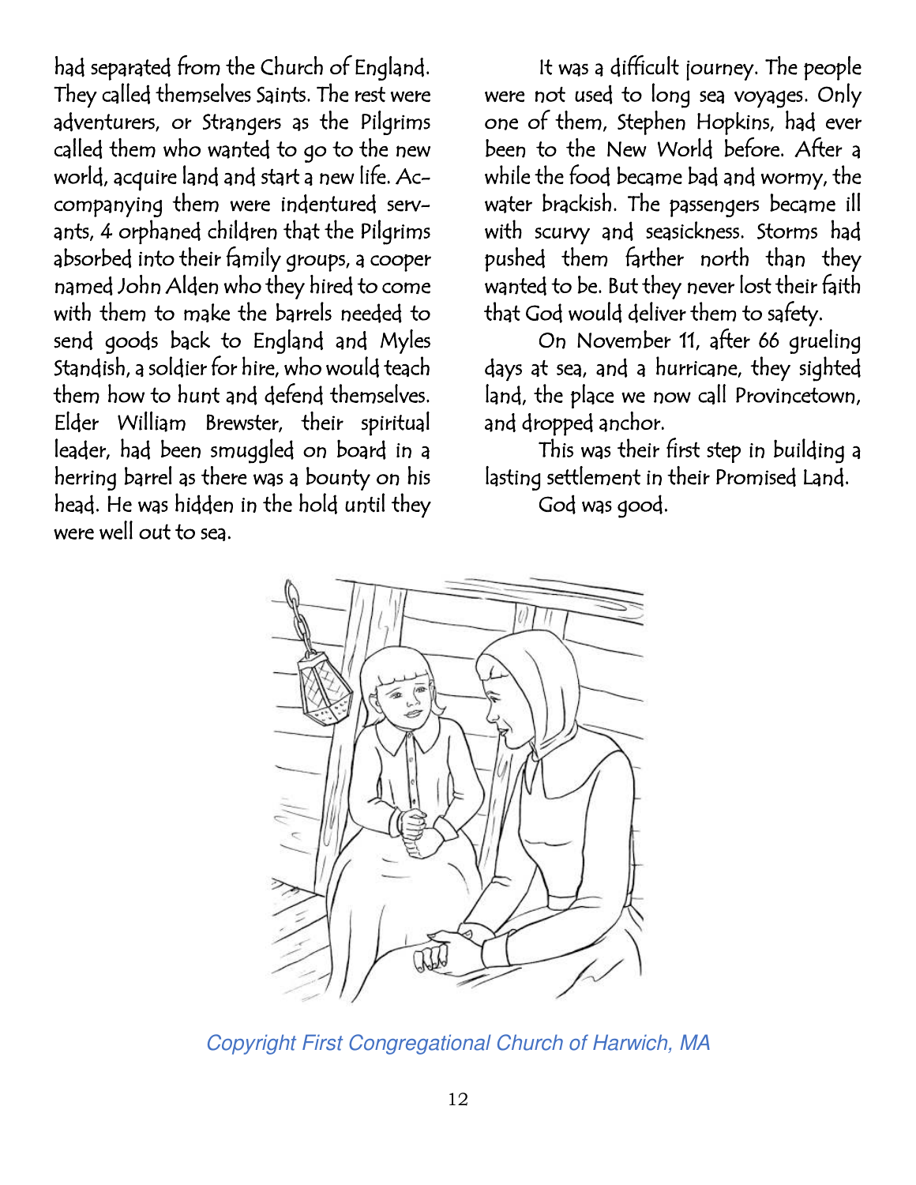had separated from the Church of England. They called themselves Saints. The rest were adventurers, or Strangers as the Pilgrims called them who wanted to go to the new world, acquire land and start a new life. Accompanying them were indentured servants, 4 orphaned children that the Pilgrims absorbed into their family groups, a cooper named John Alden who they hired to come with them to make the barrels needed to send goods back to England and Myles Standish, a soldier for hire, who would teach them how to hunt and defend themselves. Elder William Brewster, their spiritual leader, had been smuggled on board in a herring barrel as there was a bounty on his head. He was hidden in the hold until they were well out to sea.

It was a difficult journey. The people were not used to long sea voyages. Only one of them, Stephen Hopkins, had ever been to the New World before. After a while the food became bad and wormy, the water brackish. The passengers became ill with scurvy and seasickness. Storms had pushed them farther north than they wanted to be. But they never lost their faith that God would deliver them to safety.

On November 11, after 66 grueling days at sea, and a hurricane, they sighted land, the place we now call Provincetown, and dropped anchor.

This was their first step in building a lasting settlement in their Promised Land.

God was good.

*Copyright First Congregational Church of Harwich, MA*